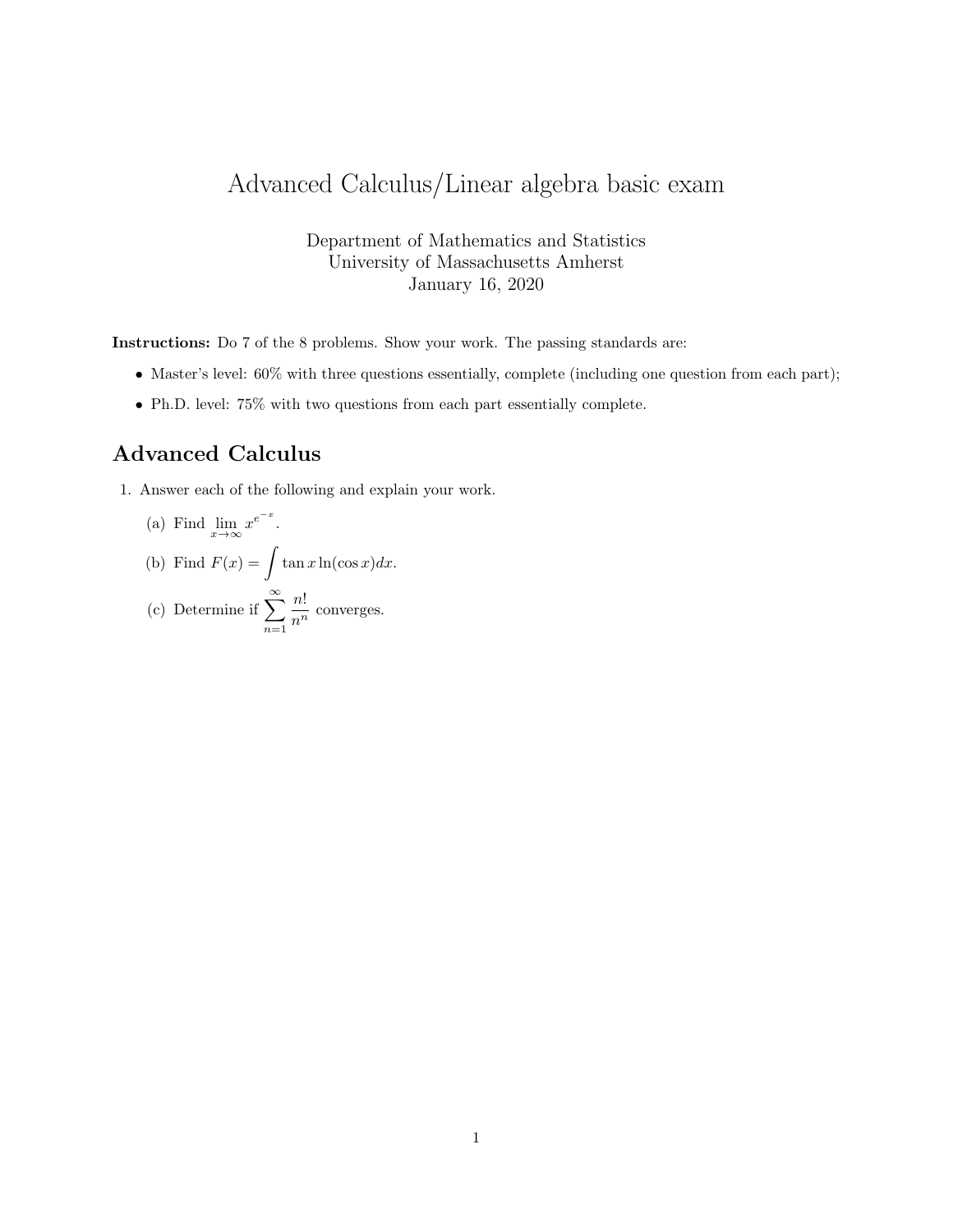# Advanced Calculus/Linear algebra basic exam

Department of Mathematics and Statistics
University of Massachusetts Amherst
January 16, 2020

**Instructions:** Do 7 of the 8 problems. Show your work. The passing standards are:

- Master's level: 60% with three questions essentially, complete (including one question from each part);
- Ph.D. level: 75% with two questions from each part essentially complete.

## Advanced Calculus

1. Answer each of the following and explain your work.

   (a) Find $\lim_{x \to \infty} x^{e^{-x}}$.

   (b) Find $F(x) = \int \tan x \ln(\cos x) dx$.

   (c) Determine if $\sum_{n=1}^{\infty} \frac{n!}{n^n}$ converges.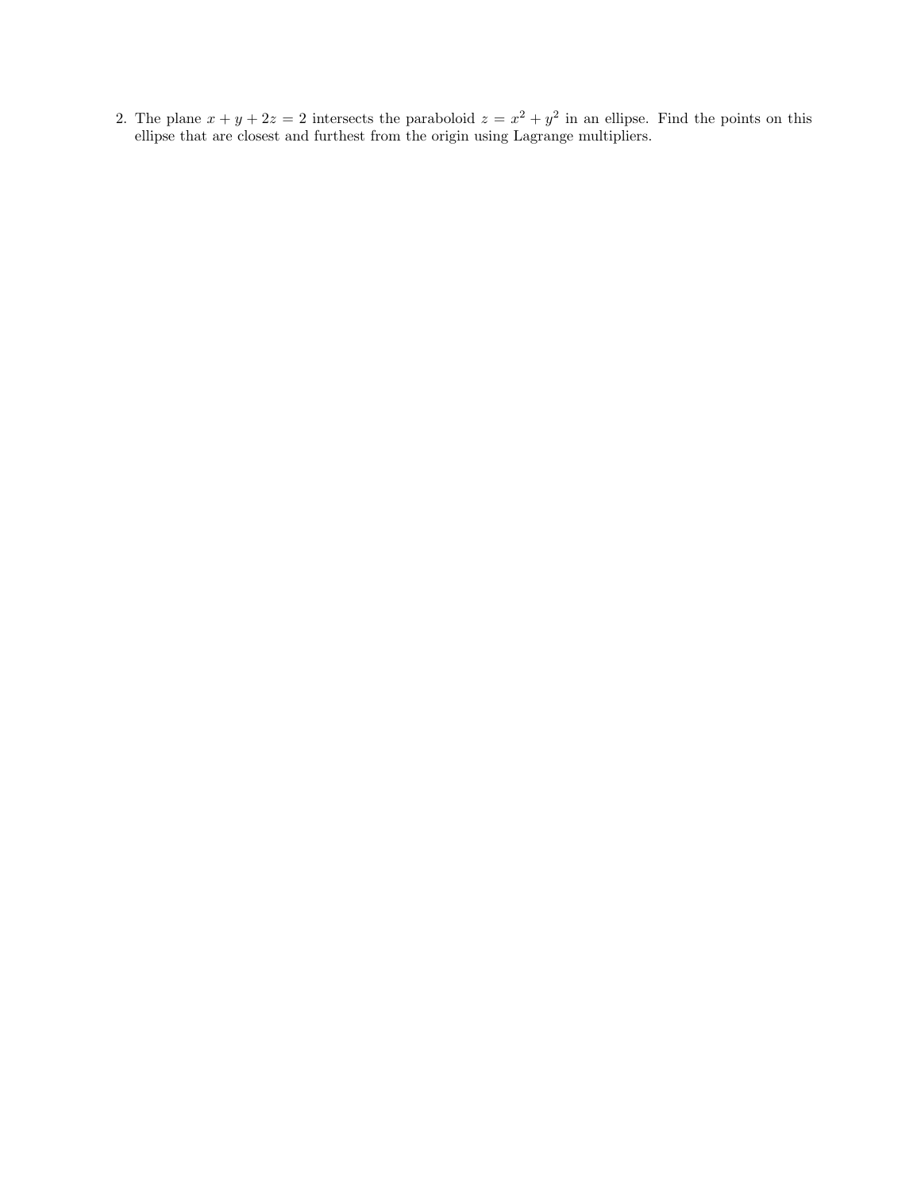2. The plane $x + y + 2z = 2$ intersects the paraboloid $z = x^2 + y^2$ in an ellipse. Find the points on this ellipse that are closest and furthest from the origin using Lagrange multipliers.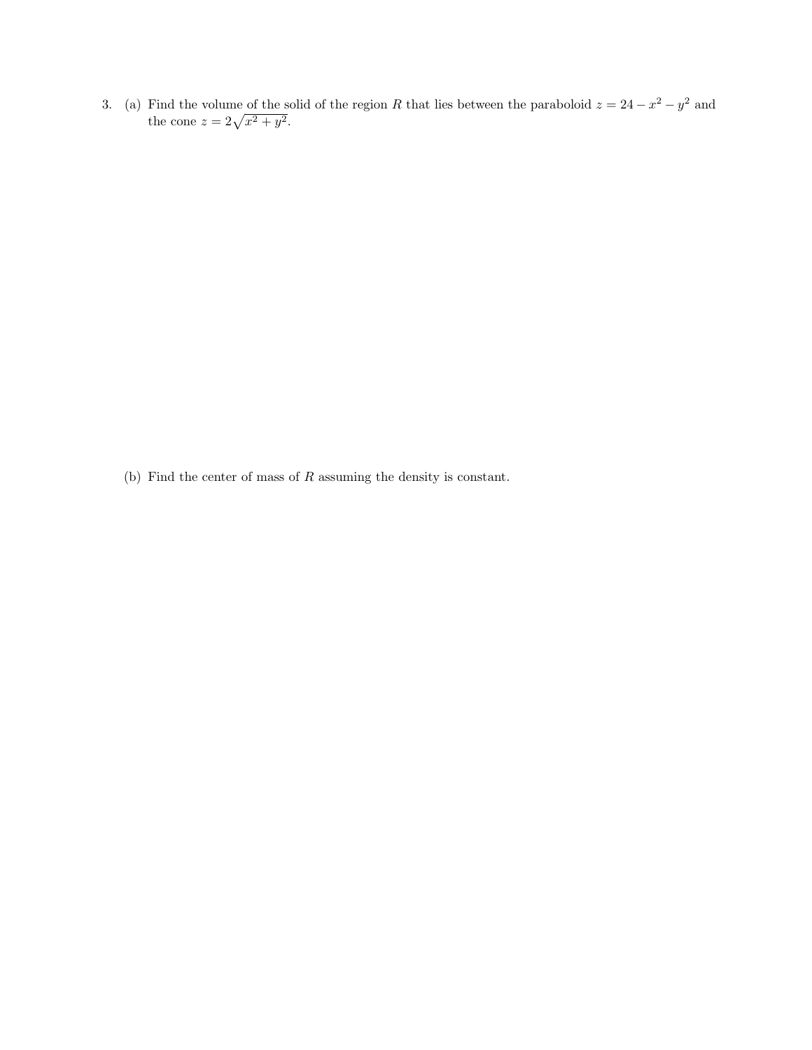3. (a) Find the volume of the solid of the region $R$ that lies between the paraboloid $z = 24 - x^2 - y^2$ and the cone $z = 2\sqrt{x^2 + y^2}$.

   (b) Find the center of mass of $R$ assuming the density is constant.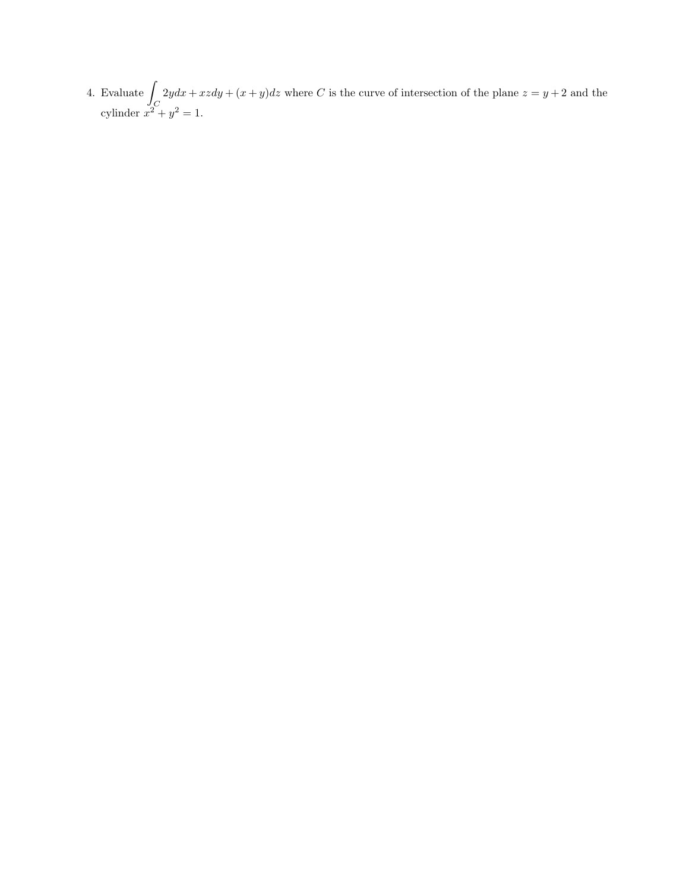4. Evaluate $\int_C 2y dx + xz dy + (x + y) dz$ where $C$ is the curve of intersection of the plane $z = y + 2$ and the cylinder $x^2 + y^2 = 1$.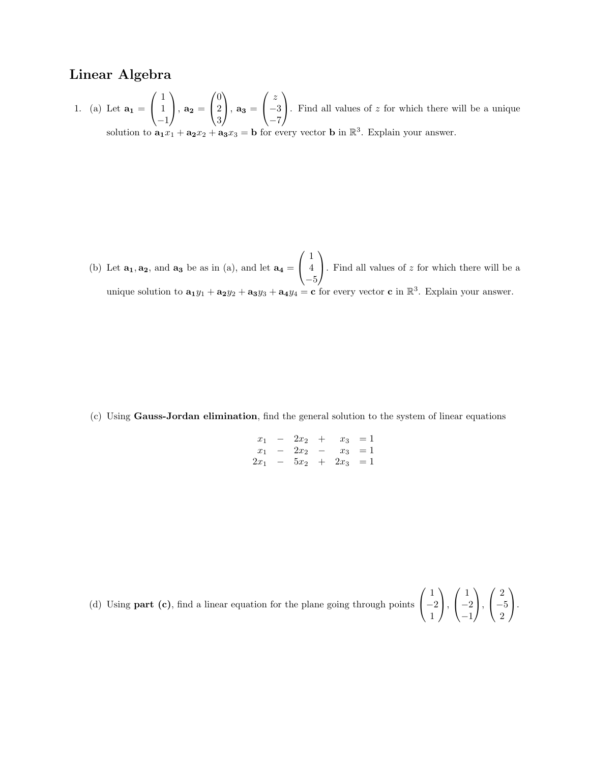# Linear Algebra

1. (a) Let $\mathbf{a_1} = \begin{pmatrix} 1 \\ 1 \\ -1 \end{pmatrix}$, $\mathbf{a_2} = \begin{pmatrix} 0 \\ 2 \\ 3 \end{pmatrix}$, $\mathbf{a_3} = \begin{pmatrix} z \\ -3 \\ -7 \end{pmatrix}$. Find all values of $z$ for which there will be a unique solution to $\mathbf{a_1}x_1 + \mathbf{a_2}x_2 + \mathbf{a_3}x_3 = \mathbf{b}$ for every vector $\mathbf{b}$ in $\mathbb{R}^3$. Explain your answer.

   (b) Let $\mathbf{a_1}, \mathbf{a_2}$, and $\mathbf{a_3}$ be as in (a), and let $\mathbf{a_4} = \begin{pmatrix} 1 \\ 4 \\ -5 \end{pmatrix}$. Find all values of $z$ for which there will be a unique solution to $\mathbf{a_1}y_1 + \mathbf{a_2}y_2 + \mathbf{a_3}y_3 + \mathbf{a_4}y_4 = \mathbf{c}$ for every vector $\mathbf{c}$ in $\mathbb{R}^3$. Explain your answer.

   (c) Using **Gauss-Jordan elimination**, find the general solution to the system of linear equations

$$\begin{aligned} x_1 &- 2x_2 + x_3 = 1 \\ x_1 &- 2x_2 - x_3 = 1 \\ 2x_1 &- 5x_2 + 2x_3 = 1 \end{aligned}$$

   (d) Using **part (c)**, find a linear equation for the plane going through points $\begin{pmatrix} 1 \\ -2 \\ 1 \end{pmatrix}$, $\begin{pmatrix} 1 \\ -2 \\ -1 \end{pmatrix}$, $\begin{pmatrix} 2 \\ -5 \\ 2 \end{pmatrix}$.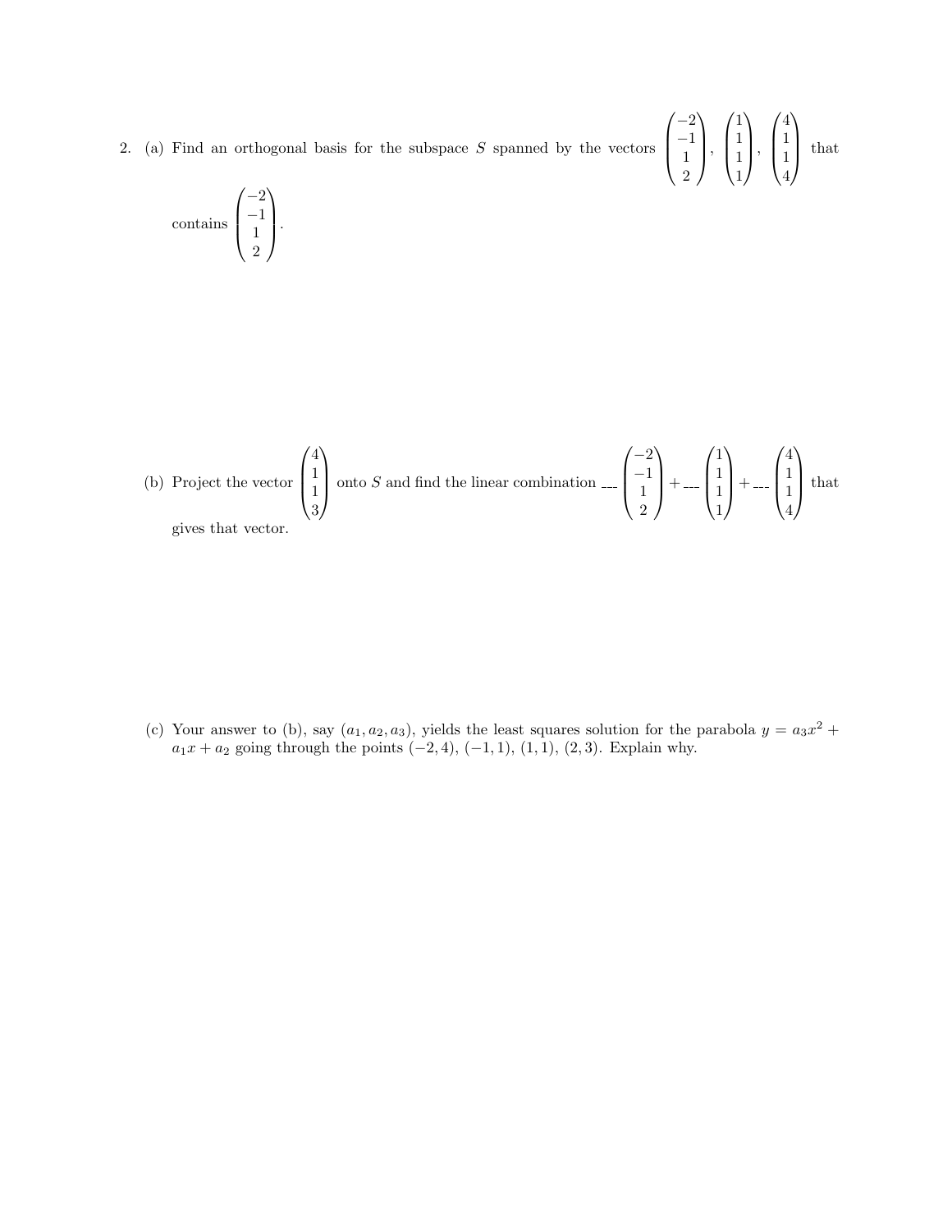2. (a) Find an orthogonal basis for the subspace $S$ spanned by the vectors $\begin{pmatrix} -2 \\ -1 \\ 1 \\ 2 \end{pmatrix}$, $\begin{pmatrix} 1 \\ 1 \\ 1 \\ 1 \end{pmatrix}$, $\begin{pmatrix} 4 \\ 1 \\ 1 \\ 4 \end{pmatrix}$ that contains $\begin{pmatrix} -2 \\ -1 \\ 1 \\ 2 \end{pmatrix}$.

(b) Project the vector $\begin{pmatrix} 4 \\ 1 \\ 1 \\ 3 \end{pmatrix}$ onto $S$ and find the linear combination $\_\_\_ \begin{pmatrix} -2 \\ -1 \\ 1 \\ 2 \end{pmatrix} + \_\_\_ \begin{pmatrix} 1 \\ 1 \\ 1 \\ 1 \end{pmatrix} + \_\_\_ \begin{pmatrix} 4 \\ 1 \\ 1 \\ 4 \end{pmatrix}$ that gives that vector.

(c) Your answer to (b), say $(a_1, a_2, a_3)$, yields the least squares solution for the parabola $y = a_3x^2 + a_1x + a_2$ going through the points $(-2, 4)$, $(-1, 1)$, $(1, 1)$, $(2, 3)$. Explain why.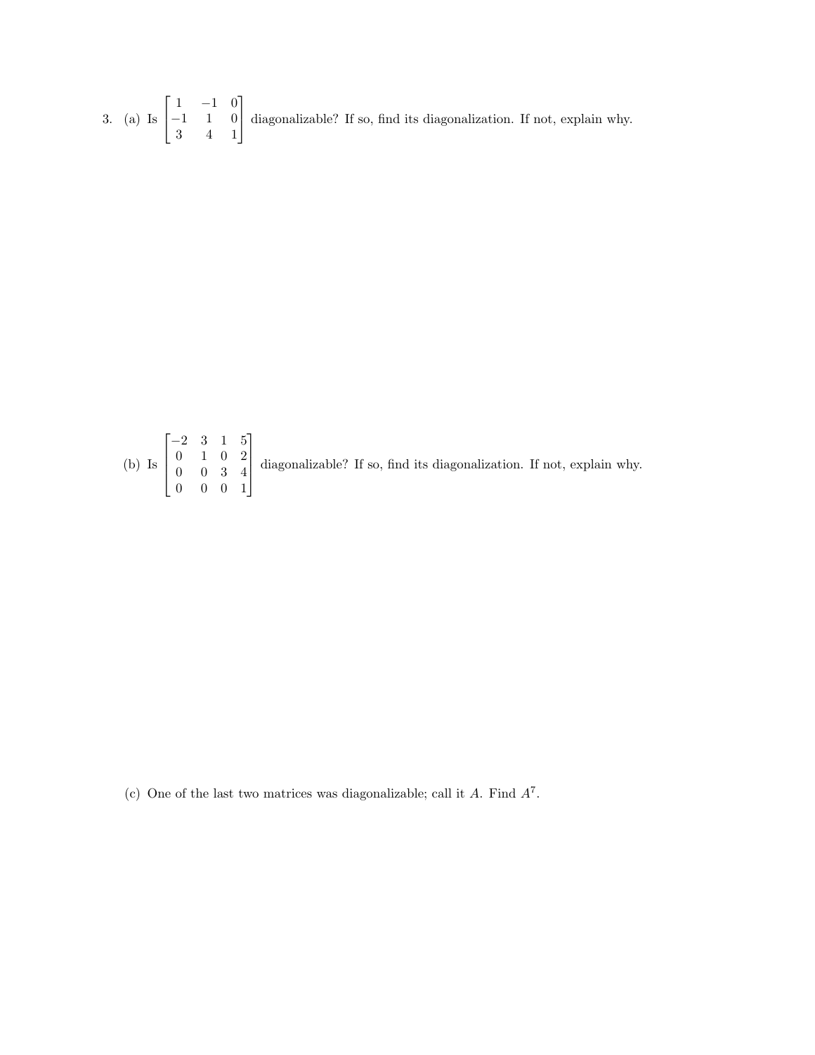3. (a) Is $\begin{bmatrix} 1 & -1 & 0 \\ -1 & 1 & 0 \\ 3 & 4 & 1 \end{bmatrix}$ diagonalizable? If so, find its diagonalization. If not, explain why.

(b) Is $\begin{bmatrix} -2 & 3 & 1 & 5 \\ 0 & 1 & 0 & 2 \\ 0 & 0 & 3 & 4 \\ 0 & 0 & 0 & 1 \end{bmatrix}$ diagonalizable? If so, find its diagonalization. If not, explain why.

(c) One of the last two matrices was diagonalizable; call it $A$. Find $A^7$.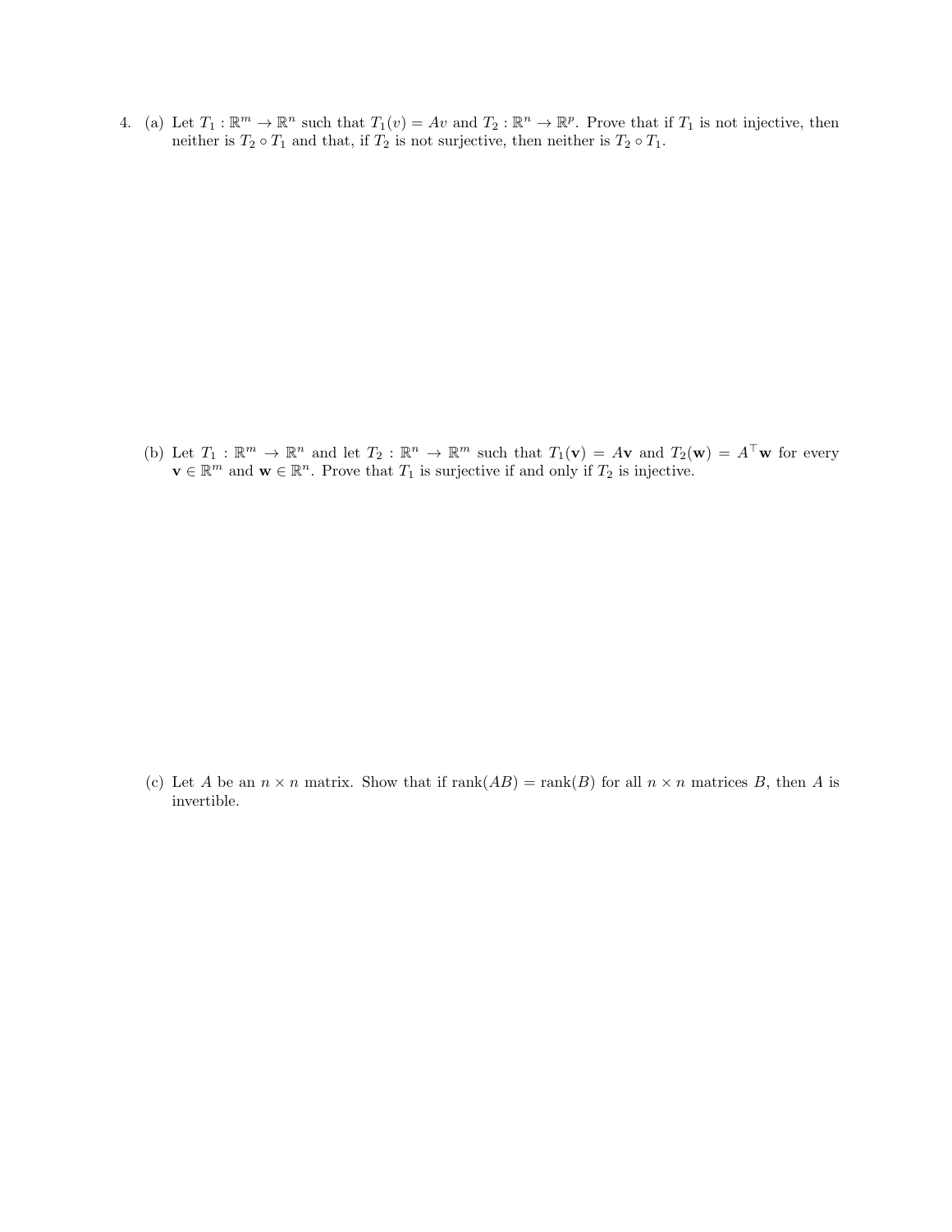4. (a) Let $T_1 : \mathbb{R}^m \to \mathbb{R}^n$ such that $T_1(v) = Av$ and $T_2 : \mathbb{R}^n \to \mathbb{R}^p$. Prove that if $T_1$ is not injective, then neither is $T_2 \circ T_1$ and that, if $T_2$ is not surjective, then neither is $T_2 \circ T_1$.

   (b) Let $T_1 : \mathbb{R}^m \to \mathbb{R}^n$ and let $T_2 : \mathbb{R}^n \to \mathbb{R}^m$ such that $T_1(\mathbf{v}) = A\mathbf{v}$ and $T_2(\mathbf{w}) = A^\top \mathbf{w}$ for every $\mathbf{v} \in \mathbb{R}^m$ and $\mathbf{w} \in \mathbb{R}^n$. Prove that $T_1$ is surjective if and only if $T_2$ is injective.

   (c) Let $A$ be an $n \times n$ matrix. Show that if $\text{rank}(AB) = \text{rank}(B)$ for all $n \times n$ matrices $B$, then $A$ is invertible.